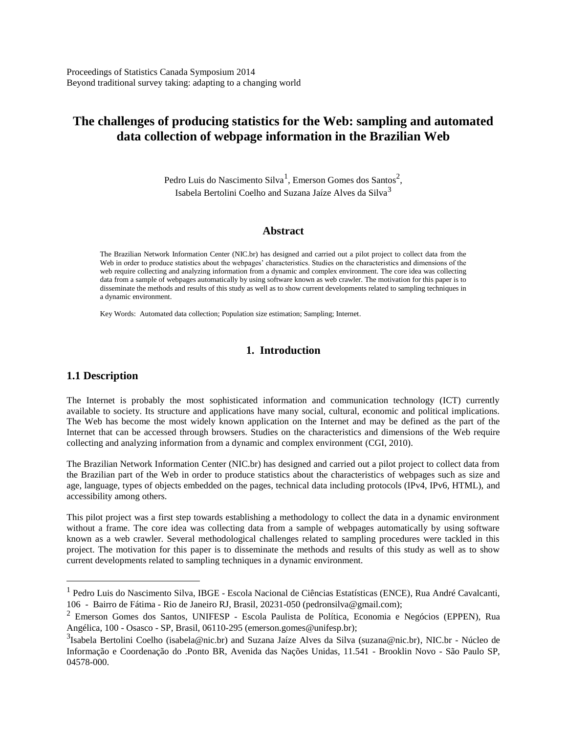Proceedings of Statistics Canada Symposium 2014
Beyond traditional survey taking: adapting to a changing world

# The challenges of producing statistics for the Web: sampling and automated data collection of webpage information in the Brazilian Web

Pedro Luis do Nascimento Silva[1], Emerson Gomes dos Santos[2], Isabela Bertolini Coelho and Suzana Jaíze Alves da Silva[3]

## Abstract

The Brazilian Network Information Center (NIC.br) has designed and carried out a pilot project to collect data from the Web in order to produce statistics about the webpages' characteristics. Studies on the characteristics and dimensions of the web require collecting and analyzing information from a dynamic and complex environment. The core idea was collecting data from a sample of webpages automatically by using software known as web crawler. The motivation for this paper is to disseminate the methods and results of this study as well as to show current developments related to sampling techniques in a dynamic environment.

Key Words: Automated data collection; Population size estimation; Sampling; Internet.

## 1. Introduction

### 1.1 Description

The Internet is probably the most sophisticated information and communication technology (ICT) currently available to society. Its structure and applications have many social, cultural, economic and political implications. The Web has become the most widely known application on the Internet and may be defined as the part of the Internet that can be accessed through browsers. Studies on the characteristics and dimensions of the Web require collecting and analyzing information from a dynamic and complex environment (CGI, 2010).

The Brazilian Network Information Center (NIC.br) has designed and carried out a pilot project to collect data from the Brazilian part of the Web in order to produce statistics about the characteristics of webpages such as size and age, language, types of objects embedded on the pages, technical data including protocols (IPv4, IPv6, HTML), and accessibility among others.

This pilot project was a first step towards establishing a methodology to collect the data in a dynamic environment without a frame. The core idea was collecting data from a sample of webpages automatically by using software known as a web crawler. Several methodological challenges related to sampling procedures were tackled in this project. The motivation for this paper is to disseminate the methods and results of this study as well as to show current developments related to sampling techniques in a dynamic environment.

---

[1] Pedro Luis do Nascimento Silva, IBGE - Escola Nacional de Ciências Estatísticas (ENCE), Rua André Cavalcanti, 106 - Bairro de Fátima - Rio de Janeiro RJ, Brasil, 20231-050 (pedronsilva@gmail.com);

[2] Emerson Gomes dos Santos, UNIFESP - Escola Paulista de Política, Economia e Negócios (EPPEN), Rua Angélica, 100 - Osasco - SP, Brasil, 06110-295 (emerson.gomes@unifesp.br);

[3] Isabela Bertolini Coelho (isabela@nic.br) and Suzana Jaíze Alves da Silva (suzana@nic.br), NIC.br - Núcleo de Informação e Coordenação do .Ponto BR, Avenida das Nações Unidas, 11.541 - Brooklin Novo - São Paulo SP, 04578-000.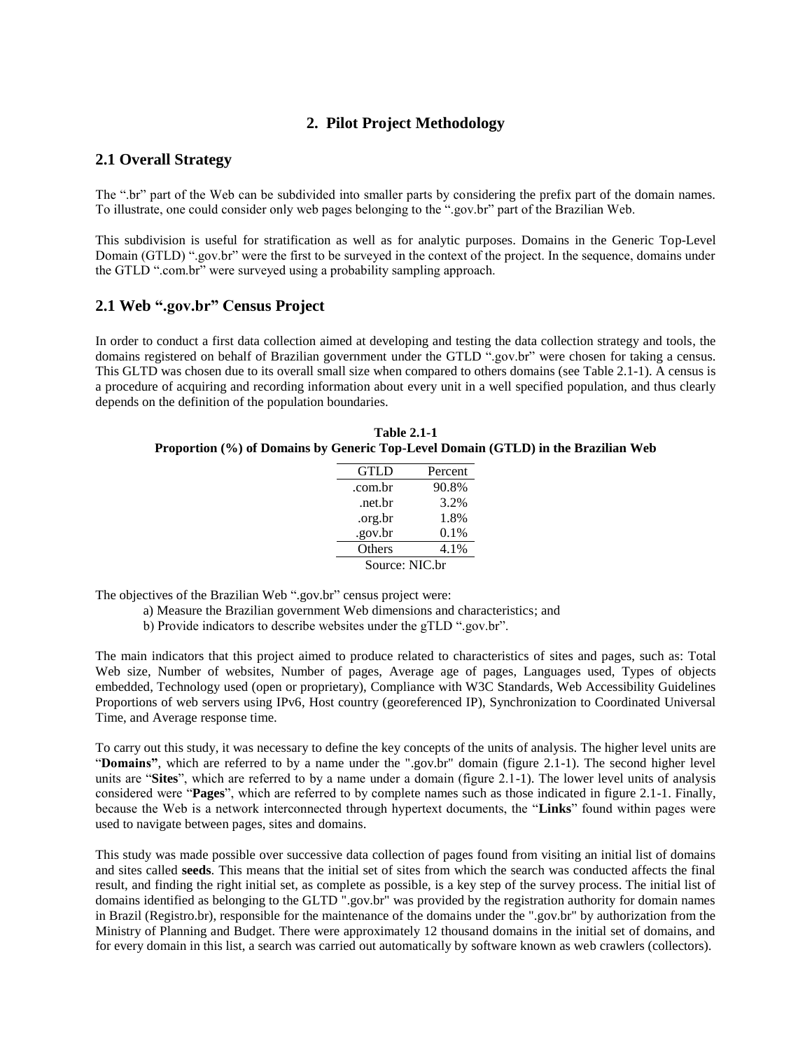# 2. Pilot Project Methodology

## 2.1 Overall Strategy

The ".br" part of the Web can be subdivided into smaller parts by considering the prefix part of the domain names. To illustrate, one could consider only web pages belonging to the ".gov.br" part of the Brazilian Web.

This subdivision is useful for stratification as well as for analytic purposes. Domains in the Generic Top-Level Domain (GTLD) ".gov.br" were the first to be surveyed in the context of the project. In the sequence, domains under the GTLD ".com.br" were surveyed using a probability sampling approach.

## 2.1 Web ".gov.br" Census Project

In order to conduct a first data collection aimed at developing and testing the data collection strategy and tools, the domains registered on behalf of Brazilian government under the GTLD ".gov.br" were chosen for taking a census. This GLTD was chosen due to its overall small size when compared to others domains (see Table 2.1-1). A census is a procedure of acquiring and recording information about every unit in a well specified population, and thus clearly depends on the definition of the population boundaries.

**Table 2.1-1**
**Proportion (%) of Domains by Generic Top-Level Domain (GTLD) in the Brazilian Web**

| GTLD | Percent |
|---|---|
| .com.br | 90.8% |
| .net.br | 3.2% |
| .org.br | 1.8% |
| .gov.br | 0.1% |
| Others | 4.1% |

Source: NIC.br

The objectives of the Brazilian Web ".gov.br" census project were:

a) Measure the Brazilian government Web dimensions and characteristics; and

b) Provide indicators to describe websites under the gTLD ".gov.br".

The main indicators that this project aimed to produce related to characteristics of sites and pages, such as: Total Web size, Number of websites, Number of pages, Average age of pages, Languages used, Types of objects embedded, Technology used (open or proprietary), Compliance with W3C Standards, Web Accessibility Guidelines Proportions of web servers using IPv6, Host country (georeferenced IP), Synchronization to Coordinated Universal Time, and Average response time.

To carry out this study, it was necessary to define the key concepts of the units of analysis. The higher level units are "**Domains**", which are referred to by a name under the ".gov.br" domain (figure 2.1-1). The second higher level units are "**Sites**", which are referred to by a name under a domain (figure 2.1-1). The lower level units of analysis considered were "**Pages**", which are referred to by complete names such as those indicated in figure 2.1-1. Finally, because the Web is a network interconnected through hypertext documents, the "**Links**" found within pages were used to navigate between pages, sites and domains.

This study was made possible over successive data collection of pages found from visiting an initial list of domains and sites called **seeds**. This means that the initial set of sites from which the search was conducted affects the final result, and finding the right initial set, as complete as possible, is a key step of the survey process. The initial list of domains identified as belonging to the GLTD ".gov.br" was provided by the registration authority for domain names in Brazil (Registro.br), responsible for the maintenance of the domains under the ".gov.br" by authorization from the Ministry of Planning and Budget. There were approximately 12 thousand domains in the initial set of domains, and for every domain in this list, a search was carried out automatically by software known as web crawlers (collectors).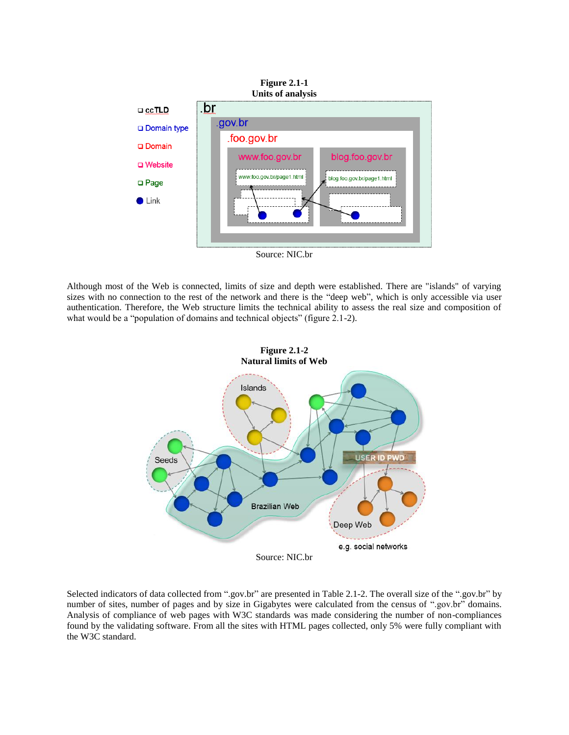**Figure 2.1-1**
**Units of analysis**

ccTLD
Domain type
Domain
Website
Page
Link

.br
.gov.br
.foo.gov.br
www.foo.gov.br
blog.foo.gov.br
www.foo.gov.br/page1.html
blog.foo.gov.br/page1.html

Source: NIC.br

Although most of the Web is connected, limits of size and depth were established. There are "islands" of varying sizes with no connection to the rest of the network and there is the "deep web", which is only accessible via user authentication. Therefore, the Web structure limits the technical ability to assess the real size and composition of what would be a "population of domains and technical objects" (figure 2.1-2).

**Figure 2.1-2**
**Natural limits of Web**

Islands
Seeds
USER ID PWD
Brazilian Web
Deep Web
e.g. social networks

Source: NIC.br

Selected indicators of data collected from ".gov.br" are presented in Table 2.1-2. The overall size of the ".gov.br" by number of sites, number of pages and by size in Gigabytes were calculated from the census of ".gov.br" domains. Analysis of compliance of web pages with W3C standards was made considering the number of non-compliances found by the validating software. From all the sites with HTML pages collected, only 5% were fully compliant with the W3C standard.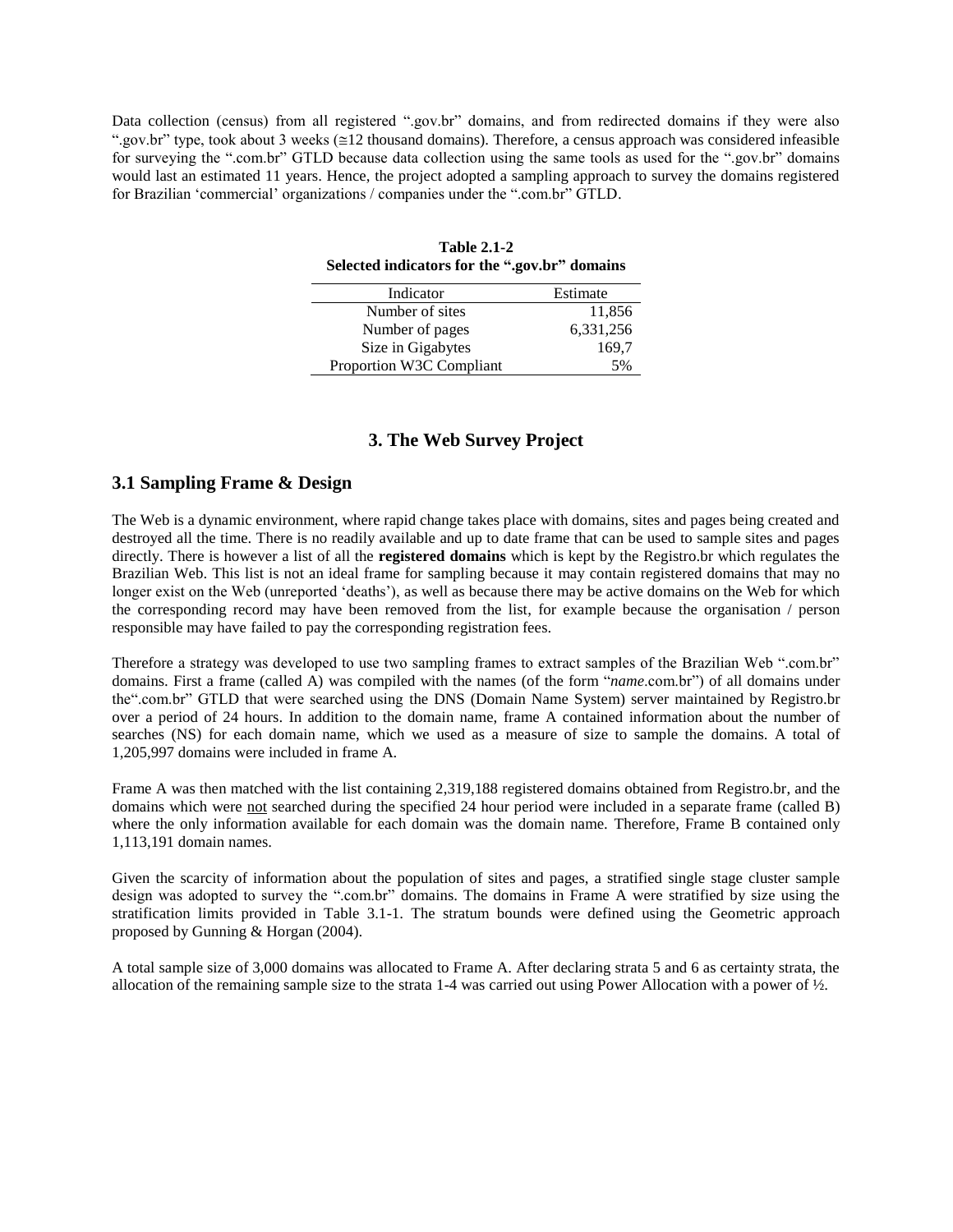Data collection (census) from all registered ".gov.br" domains, and from redirected domains if they were also ".gov.br" type, took about 3 weeks (≅12 thousand domains). Therefore, a census approach was considered infeasible for surveying the ".com.br" GTLD because data collection using the same tools as used for the ".gov.br" domains would last an estimated 11 years. Hence, the project adopted a sampling approach to survey the domains registered for Brazilian 'commercial' organizations / companies under the ".com.br" GTLD.

**Table 2.1-2**
**Selected indicators for the ".gov.br" domains**

| Indicator | Estimate |
|---|---|
| Number of sites | 11,856 |
| Number of pages | 6,331,256 |
| Size in Gigabytes | 169,7 |
| Proportion W3C Compliant | 5% |

## 3. The Web Survey Project

### 3.1 Sampling Frame & Design

The Web is a dynamic environment, where rapid change takes place with domains, sites and pages being created and destroyed all the time. There is no readily available and up to date frame that can be used to sample sites and pages directly. There is however a list of all the **registered domains** which is kept by the Registro.br which regulates the Brazilian Web. This list is not an ideal frame for sampling because it may contain registered domains that may no longer exist on the Web (unreported 'deaths'), as well as because there may be active domains on the Web for which the corresponding record may have been removed from the list, for example because the organisation / person responsible may have failed to pay the corresponding registration fees.

Therefore a strategy was developed to use two sampling frames to extract samples of the Brazilian Web ".com.br" domains. First a frame (called A) was compiled with the names (of the form "*name*.com.br") of all domains under the".com.br" GTLD that were searched using the DNS (Domain Name System) server maintained by Registro.br over a period of 24 hours. In addition to the domain name, frame A contained information about the number of searches (NS) for each domain name, which we used as a measure of size to sample the domains. A total of 1,205,997 domains were included in frame A.

Frame A was then matched with the list containing 2,319,188 registered domains obtained from Registro.br, and the domains which were not searched during the specified 24 hour period were included in a separate frame (called B) where the only information available for each domain was the domain name. Therefore, Frame B contained only 1,113,191 domain names.

Given the scarcity of information about the population of sites and pages, a stratified single stage cluster sample design was adopted to survey the ".com.br" domains. The domains in Frame A were stratified by size using the stratification limits provided in Table 3.1-1. The stratum bounds were defined using the Geometric approach proposed by Gunning & Horgan (2004).

A total sample size of 3,000 domains was allocated to Frame A. After declaring strata 5 and 6 as certainty strata, the allocation of the remaining sample size to the strata 1-4 was carried out using Power Allocation with a power of ½.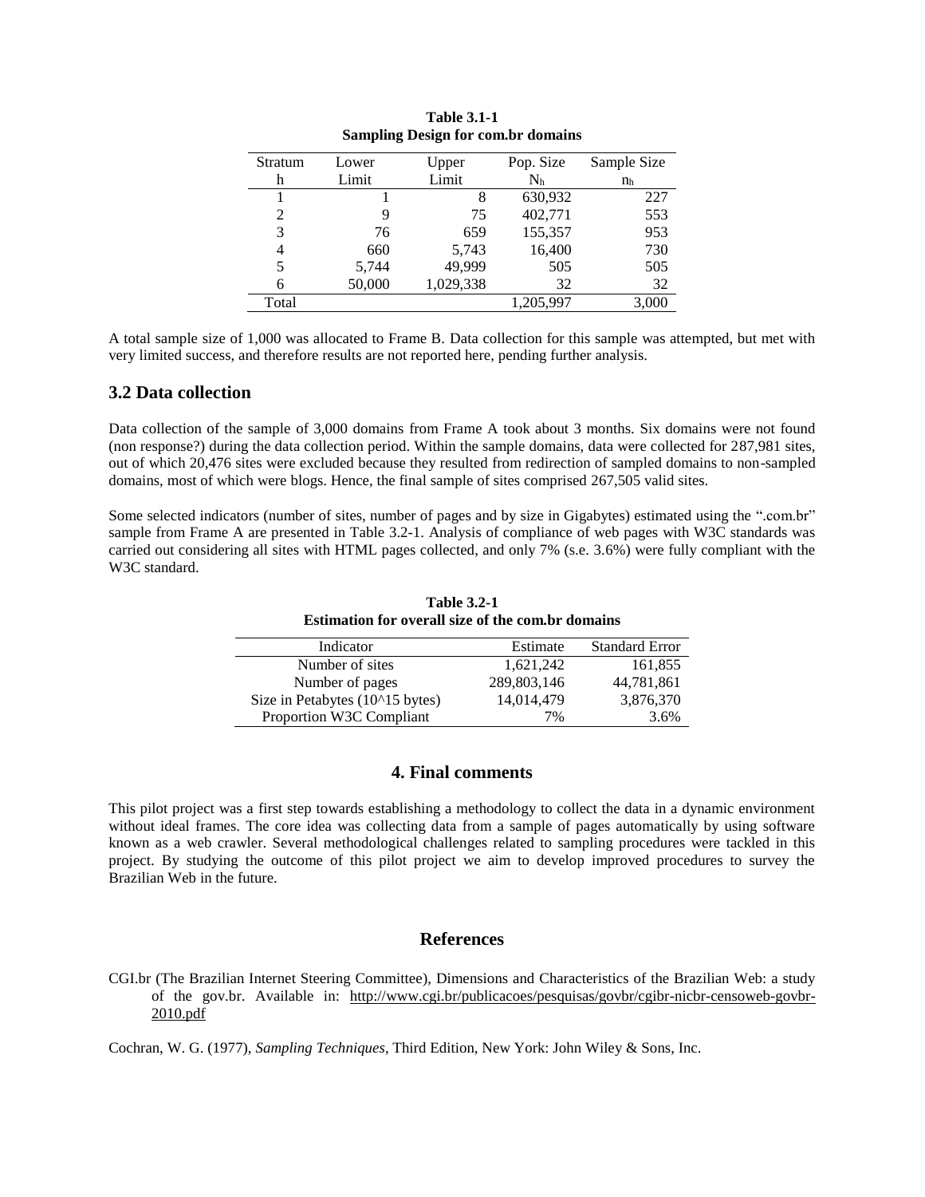**Table 3.1-1**
**Sampling Design for com.br domains**

| Stratum h | Lower Limit | Upper Limit | Pop. Size $N_h$ | Sample Size $n_h$ |
|---|---|---|---|---|
| 1 | 1 | 8 | 630,932 | 227 |
| 2 | 9 | 75 | 402,771 | 553 |
| 3 | 76 | 659 | 155,357 | 953 |
| 4 | 660 | 5,743 | 16,400 | 730 |
| 5 | 5,744 | 49,999 | 505 | 505 |
| 6 | 50,000 | 1,029,338 | 32 | 32 |
| Total | | | 1,205,997 | 3,000 |

A total sample size of 1,000 was allocated to Frame B. Data collection for this sample was attempted, but met with very limited success, and therefore results are not reported here, pending further analysis.

## 3.2 Data collection

Data collection of the sample of 3,000 domains from Frame A took about 3 months. Six domains were not found (non response?) during the data collection period. Within the sample domains, data were collected for 287,981 sites, out of which 20,476 sites were excluded because they resulted from redirection of sampled domains to non-sampled domains, most of which were blogs. Hence, the final sample of sites comprised 267,505 valid sites.

Some selected indicators (number of sites, number of pages and by size in Gigabytes) estimated using the ".com.br" sample from Frame A are presented in Table 3.2-1. Analysis of compliance of web pages with W3C standards was carried out considering all sites with HTML pages collected, and only 7% (s.e. 3.6%) were fully compliant with the W3C standard.

**Table 3.2-1**
**Estimation for overall size of the com.br domains**

| Indicator | Estimate | Standard Error |
|---|---|---|
| Number of sites | 1,621,242 | 161,855 |
| Number of pages | 289,803,146 | 44,781,861 |
| Size in Petabytes ($10^{15}$ bytes) | 14,014,479 | 3,876,370 |
| Proportion W3C Compliant | 7% | 3.6% |

## 4. Final comments

This pilot project was a first step towards establishing a methodology to collect the data in a dynamic environment without ideal frames. The core idea was collecting data from a sample of pages automatically by using software known as a web crawler. Several methodological challenges related to sampling procedures were tackled in this project. By studying the outcome of this pilot project we aim to develop improved procedures to survey the Brazilian Web in the future.

## References

CGI.br (The Brazilian Internet Steering Committee), Dimensions and Characteristics of the Brazilian Web: a study of the gov.br. Available in: http://www.cgi.br/publicacoes/pesquisas/govbr/cgibr-nicbr-censoweb-govbr-2010.pdf

Cochran, W. G. (1977), *Sampling Techniques*, Third Edition, New York: John Wiley & Sons, Inc.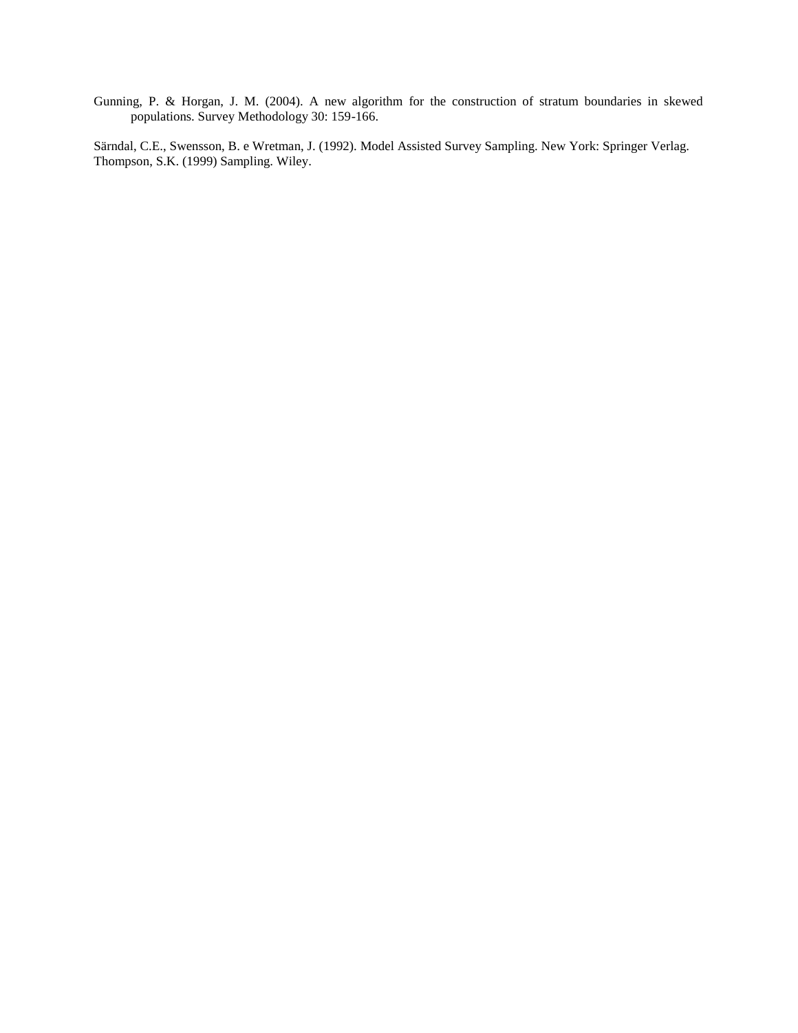Gunning, P. & Horgan, J. M. (2004). A new algorithm for the construction of stratum boundaries in skewed populations. Survey Methodology 30: 159-166.

Särndal, C.E., Swensson, B. e Wretman, J. (1992). Model Assisted Survey Sampling. New York: Springer Verlag.
Thompson, S.K. (1999) Sampling. Wiley.